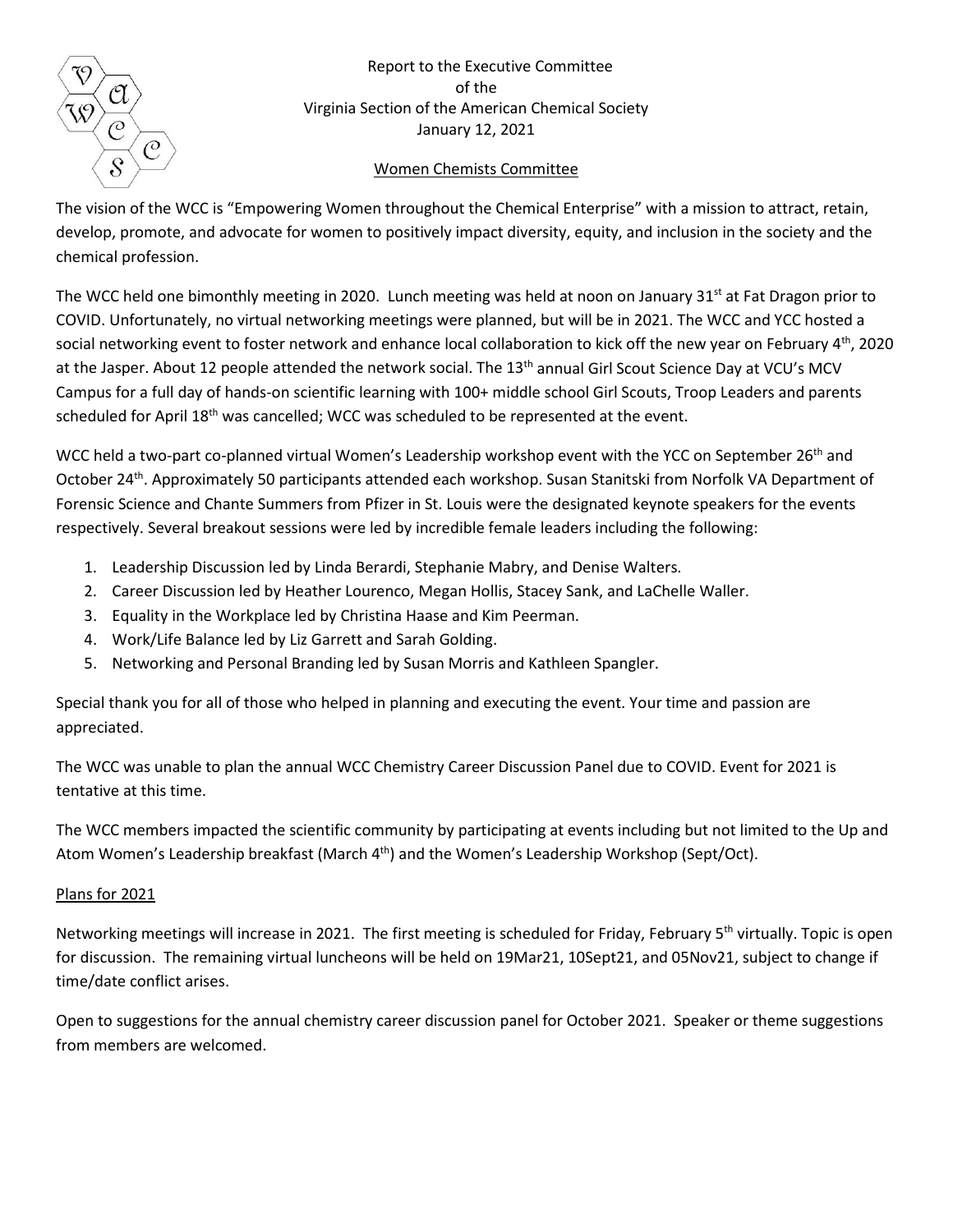Report to the Executive Committee
of the
Virginia Section of the American Chemical Society
January 12, 2021

## Women Chemists Committee

The vision of the WCC is "Empowering Women throughout the Chemical Enterprise" with a mission to attract, retain, develop, promote, and advocate for women to positively impact diversity, equity, and inclusion in the society and the chemical profession.

The WCC held one bimonthly meeting in 2020. Lunch meeting was held at noon on January 31st at Fat Dragon prior to COVID. Unfortunately, no virtual networking meetings were planned, but will be in 2021. The WCC and YCC hosted a social networking event to foster network and enhance local collaboration to kick off the new year on February 4th, 2020 at the Jasper. About 12 people attended the network social. The 13th annual Girl Scout Science Day at VCU's MCV Campus for a full day of hands-on scientific learning with 100+ middle school Girl Scouts, Troop Leaders and parents scheduled for April 18th was cancelled; WCC was scheduled to be represented at the event.

WCC held a two-part co-planned virtual Women's Leadership workshop event with the YCC on September 26th and October 24th. Approximately 50 participants attended each workshop. Susan Stanitski from Norfolk VA Department of Forensic Science and Chante Summers from Pfizer in St. Louis were the designated keynote speakers for the events respectively. Several breakout sessions were led by incredible female leaders including the following:

1. Leadership Discussion led by Linda Berardi, Stephanie Mabry, and Denise Walters.
2. Career Discussion led by Heather Lourenco, Megan Hollis, Stacey Sank, and LaChelle Waller.
3. Equality in the Workplace led by Christina Haase and Kim Peerman.
4. Work/Life Balance led by Liz Garrett and Sarah Golding.
5. Networking and Personal Branding led by Susan Morris and Kathleen Spangler.

Special thank you for all of those who helped in planning and executing the event. Your time and passion are appreciated.

The WCC was unable to plan the annual WCC Chemistry Career Discussion Panel due to COVID. Event for 2021 is tentative at this time.

The WCC members impacted the scientific community by participating at events including but not limited to the Up and Atom Women's Leadership breakfast (March 4th) and the Women's Leadership Workshop (Sept/Oct).

## Plans for 2021

Networking meetings will increase in 2021. The first meeting is scheduled for Friday, February 5th virtually. Topic is open for discussion. The remaining virtual luncheons will be held on 19Mar21, 10Sept21, and 05Nov21, subject to change if time/date conflict arises.

Open to suggestions for the annual chemistry career discussion panel for October 2021. Speaker or theme suggestions from members are welcomed.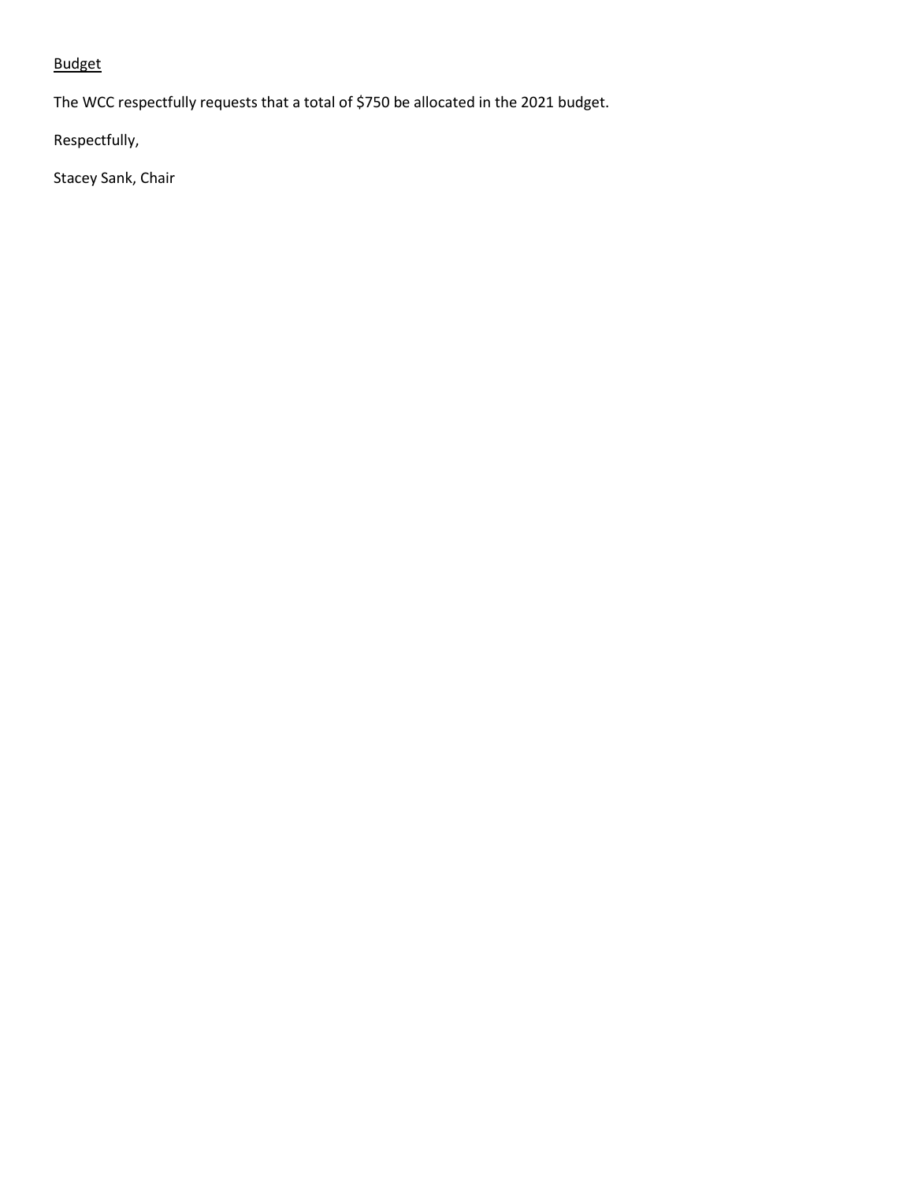## Budget

The WCC respectfully requests that a total of $750 be allocated in the 2021 budget.

Respectfully,

Stacey Sank, Chair